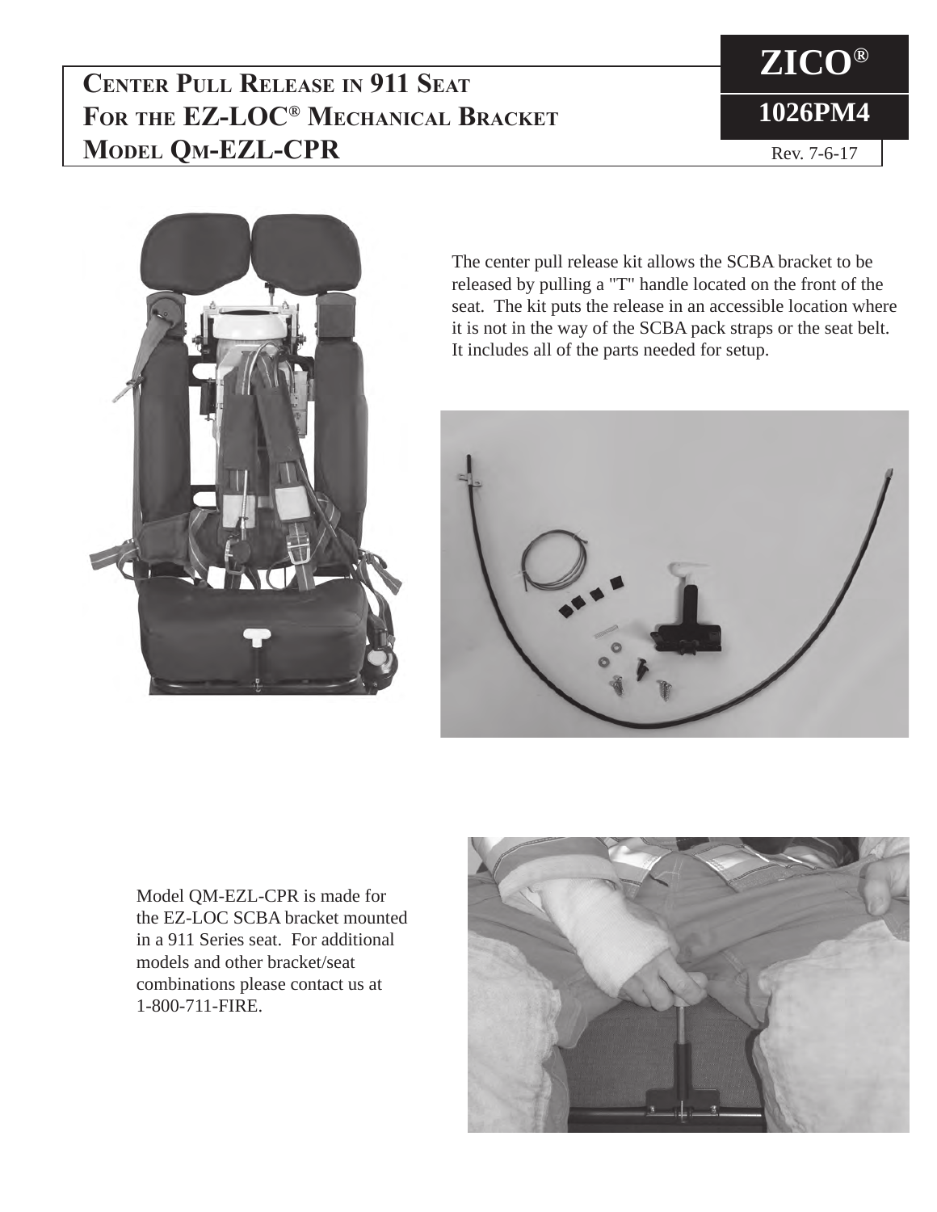# Center Pull Release in 911 Seat For the EZ-LOC® Mechanical Bracket Model QM-EZL-CPR

**ZICO®**

**1026PM4**

Rev. 7-6-17

The center pull release kit allows the SCBA bracket to be released by pulling a "T" handle located on the front of the seat. The kit puts the release in an accessible location where it is not in the way of the SCBA pack straps or the seat belt. It includes all of the parts needed for setup.

Model QM-EZL-CPR is made for the EZ-LOC SCBA bracket mounted in a 911 Series seat. For additional models and other bracket/seat combinations please contact us at 1-800-711-FIRE.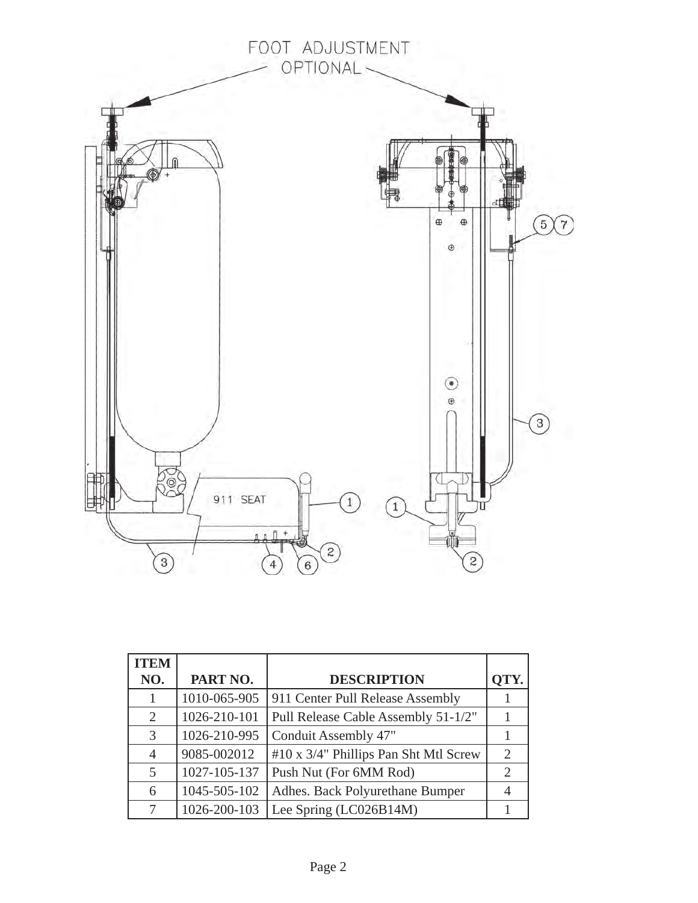FOOT ADJUSTMENT OPTIONAL

911 SEAT

| ITEM NO. | PART NO. | DESCRIPTION | QTY. |
|---|---|---|---|
| 1 | 1010-065-905 | 911 Center Pull Release Assembly | 1 |
| 2 | 1026-210-101 | Pull Release Cable Assembly 51-1/2" | 1 |
| 3 | 1026-210-995 | Conduit Assembly 47" | 1 |
| 4 | 9085-002012 | #10 x 3/4" Phillips Pan Sht Mtl Screw | 2 |
| 5 | 1027-105-137 | Push Nut (For 6MM Rod) | 2 |
| 6 | 1045-505-102 | Adhes. Back Polyurethane Bumper | 4 |
| 7 | 1026-200-103 | Lee Spring (LC026B14M) | 1 |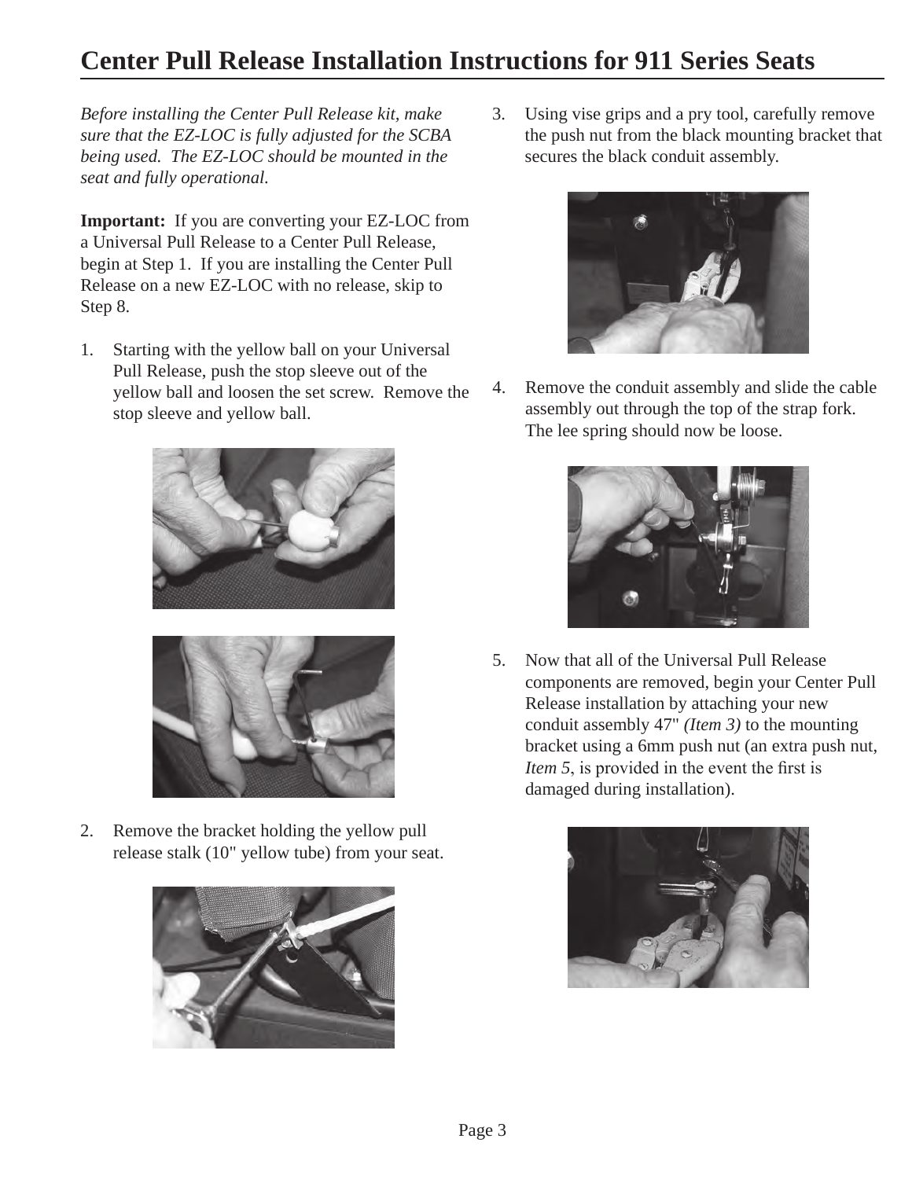# Center Pull Release Installation Instructions for 911 Series Seats

*Before installing the Center Pull Release kit, make sure that the EZ-LOC is fully adjusted for the SCBA being used. The EZ-LOC should be mounted in the seat and fully operational.*

**Important:** If you are converting your EZ-LOC from a Universal Pull Release to a Center Pull Release, begin at Step 1. If you are installing the Center Pull Release on a new EZ-LOC with no release, skip to Step 8.

1. Starting with the yellow ball on your Universal Pull Release, push the stop sleeve out of the yellow ball and loosen the set screw. Remove the stop sleeve and yellow ball.

2. Remove the bracket holding the yellow pull release stalk (10" yellow tube) from your seat.

3. Using vise grips and a pry tool, carefully remove the push nut from the black mounting bracket that secures the black conduit assembly.

4. Remove the conduit assembly and slide the cable assembly out through the top of the strap fork. The lee spring should now be loose.

5. Now that all of the Universal Pull Release components are removed, begin your Center Pull Release installation by attaching your new conduit assembly 47" *(Item 3)* to the mounting bracket using a 6mm push nut (an extra push nut, *Item 5*, is provided in the event the first is damaged during installation).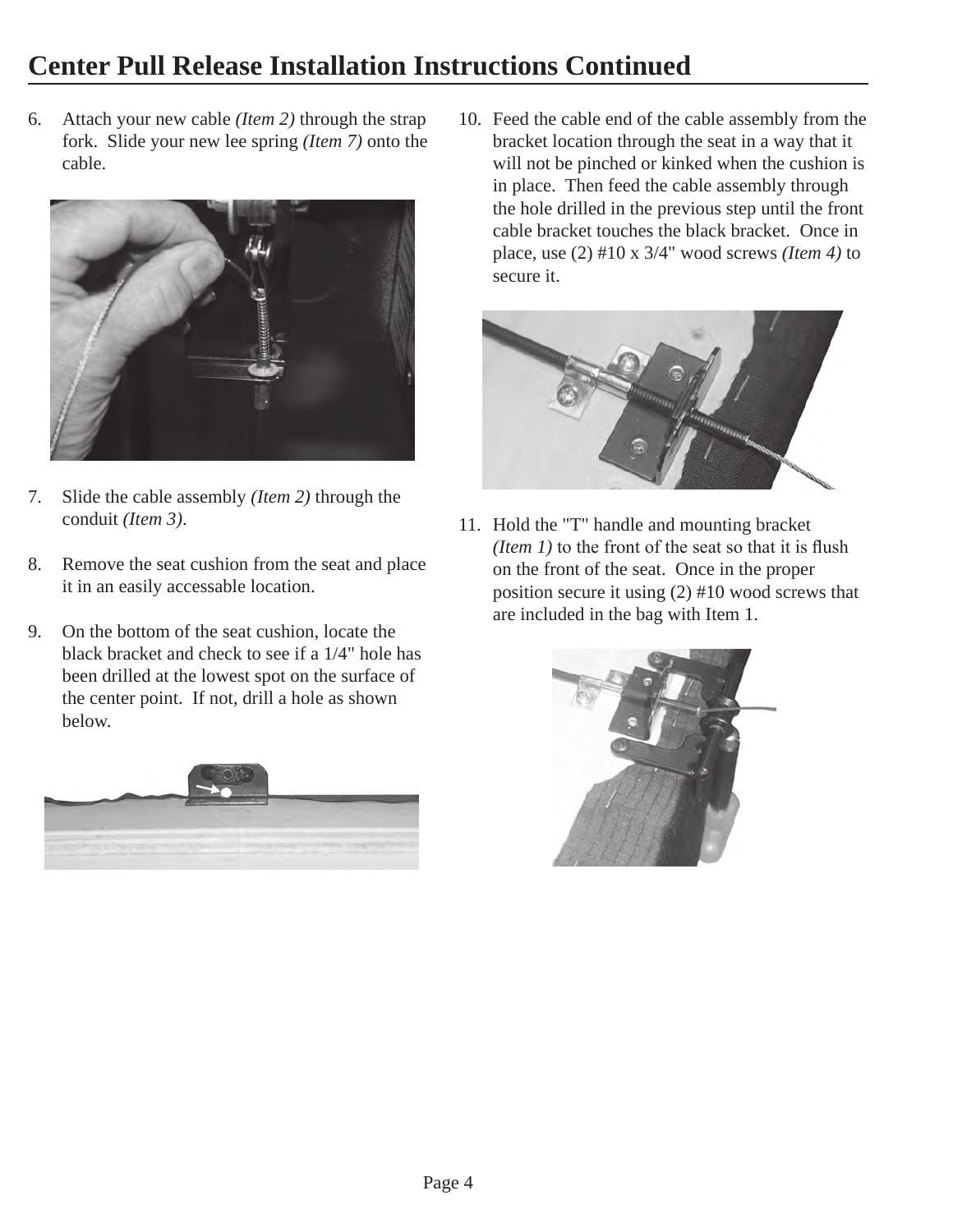# Center Pull Release Installation Instructions Continued

6. Attach your new cable *(Item 2)* through the strap fork. Slide your new lee spring *(Item 7)* onto the cable.

7. Slide the cable assembly *(Item 2)* through the conduit *(Item 3)*.

8. Remove the seat cushion from the seat and place it in an easily accessable location.

9. On the bottom of the seat cushion, locate the black bracket and check to see if a 1/4" hole has been drilled at the lowest spot on the surface of the center point. If not, drill a hole as shown below.

10. Feed the cable end of the cable assembly from the bracket location through the seat in a way that it will not be pinched or kinked when the cushion is in place. Then feed the cable assembly through the hole drilled in the previous step until the front cable bracket touches the black bracket. Once in place, use (2) #10 x 3/4" wood screws *(Item 4)* to secure it.

11. Hold the "T" handle and mounting bracket *(Item 1)* to the front of the seat so that it is flush on the front of the seat. Once in the proper position secure it using (2) #10 wood screws that are included in the bag with Item 1.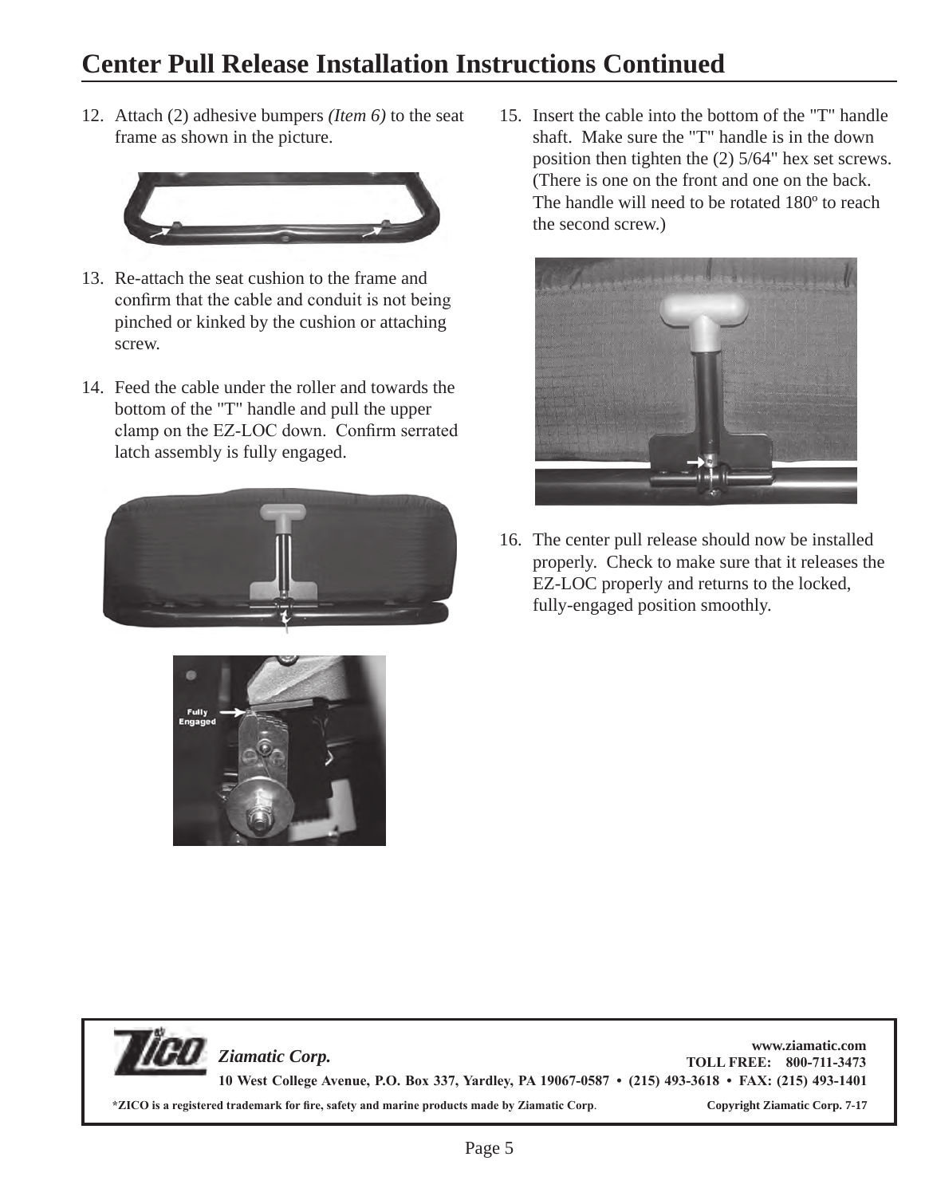# Center Pull Release Installation Instructions Continued

12. Attach (2) adhesive bumpers *(Item 6)* to the seat frame as shown in the picture.

13. Re-attach the seat cushion to the frame and confirm that the cable and conduit is not being pinched or kinked by the cushion or attaching screw.

14. Feed the cable under the roller and towards the bottom of the "T" handle and pull the upper clamp on the EZ-LOC down. Confirm serrated latch assembly is fully engaged.

Fully Engaged

15. Insert the cable into the bottom of the "T" handle shaft. Make sure the "T" handle is in the down position then tighten the (2) 5/64" hex set screws. (There is one on the front and one on the back. The handle will need to be rotated 180º to reach the second screw.)

16. The center pull release should now be installed properly. Check to make sure that it releases the EZ-LOC properly and returns to the locked, fully-engaged position smoothly.

*Ziamatic Corp.*

www.ziamatic.com
TOLL FREE: 800-711-3473
10 West College Avenue, P.O. Box 337, Yardley, PA 19067-0587 • (215) 493-3618 • FAX: (215) 493-1401

*ZICO is a registered trademark for fire, safety and marine products made by Ziamatic Corp. Copyright Ziamatic Corp. 7-17